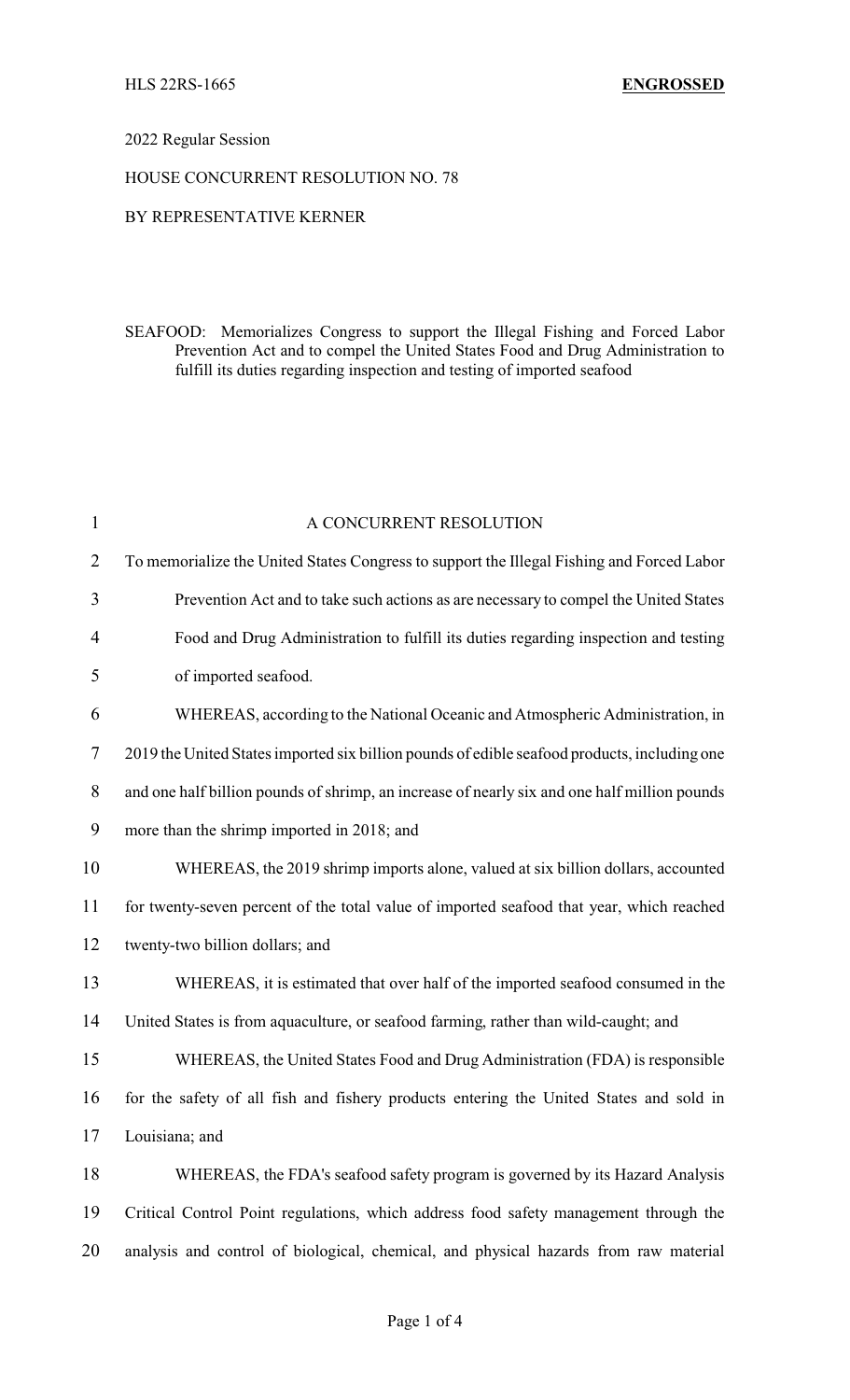HLS 22RS-1665 **ENGROSSED**

2022 Regular Session

HOUSE CONCURRENT RESOLUTION NO. 78

BY REPRESENTATIVE KERNER

SEAFOOD: Memorializes Congress to support the Illegal Fishing and Forced Labor Prevention Act and to compel the United States Food and Drug Administration to fulfill its duties regarding inspection and testing of imported seafood

A CONCURRENT RESOLUTION

To memorialize the United States Congress to support the Illegal Fishing and Forced Labor Prevention Act and to take such actions as are necessary to compel the United States Food and Drug Administration to fulfill its duties regarding inspection and testing of imported seafood.

WHEREAS, according to the National Oceanic and Atmospheric Administration, in 2019 the United States imported six billion pounds of edible seafood products, including one and one half billion pounds of shrimp, an increase of nearly six and one half million pounds more than the shrimp imported in 2018; and

WHEREAS, the 2019 shrimp imports alone, valued at six billion dollars, accounted for twenty-seven percent of the total value of imported seafood that year, which reached twenty-two billion dollars; and

WHEREAS, it is estimated that over half of the imported seafood consumed in the United States is from aquaculture, or seafood farming, rather than wild-caught; and

WHEREAS, the United States Food and Drug Administration (FDA) is responsible for the safety of all fish and fishery products entering the United States and sold in Louisiana; and

WHEREAS, the FDA's seafood safety program is governed by its Hazard Analysis Critical Control Point regulations, which address food safety management through the analysis and control of biological, chemical, and physical hazards from raw material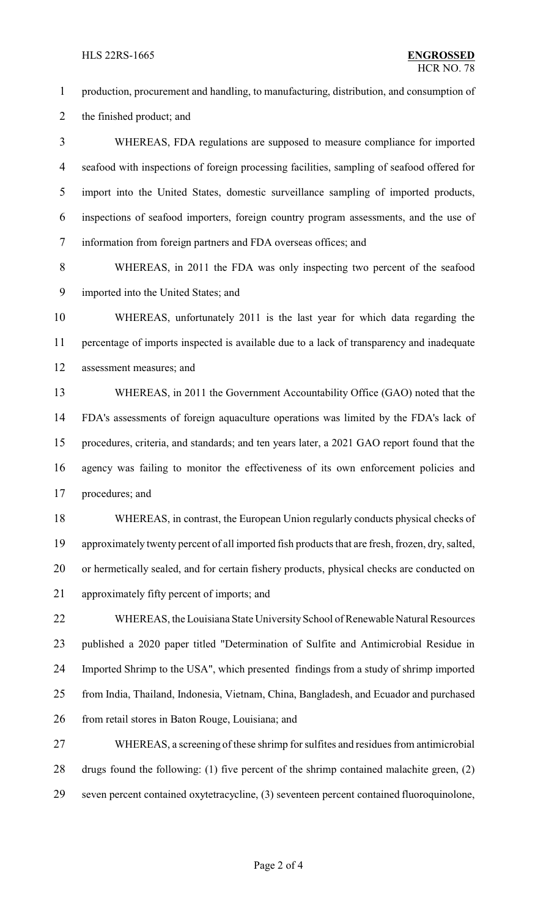production, procurement and handling, to manufacturing, distribution, and consumption of the finished product; and

WHEREAS, FDA regulations are supposed to measure compliance for imported seafood with inspections of foreign processing facilities, sampling of seafood offered for import into the United States, domestic surveillance sampling of imported products, inspections of seafood importers, foreign country program assessments, and the use of information from foreign partners and FDA overseas offices; and

WHEREAS, in 2011 the FDA was only inspecting two percent of the seafood imported into the United States; and

WHEREAS, unfortunately 2011 is the last year for which data regarding the percentage of imports inspected is available due to a lack of transparency and inadequate assessment measures; and

WHEREAS, in 2011 the Government Accountability Office (GAO) noted that the FDA's assessments of foreign aquaculture operations was limited by the FDA's lack of procedures, criteria, and standards; and ten years later, a 2021 GAO report found that the agency was failing to monitor the effectiveness of its own enforcement policies and procedures; and

WHEREAS, in contrast, the European Union regularly conducts physical checks of approximately twenty percent of all imported fish products that are fresh, frozen, dry, salted, or hermetically sealed, and for certain fishery products, physical checks are conducted on approximately fifty percent of imports; and

WHEREAS, the Louisiana State University School of Renewable Natural Resources published a 2020 paper titled "Determination of Sulfite and Antimicrobial Residue in Imported Shrimp to the USA", which presented findings from a study of shrimp imported from India, Thailand, Indonesia, Vietnam, China, Bangladesh, and Ecuador and purchased from retail stores in Baton Rouge, Louisiana; and

WHEREAS, a screening of these shrimp for sulfites and residues from antimicrobial drugs found the following: (1) five percent of the shrimp contained malachite green, (2) seven percent contained oxytetracycline, (3) seventeen percent contained fluoroquinolone,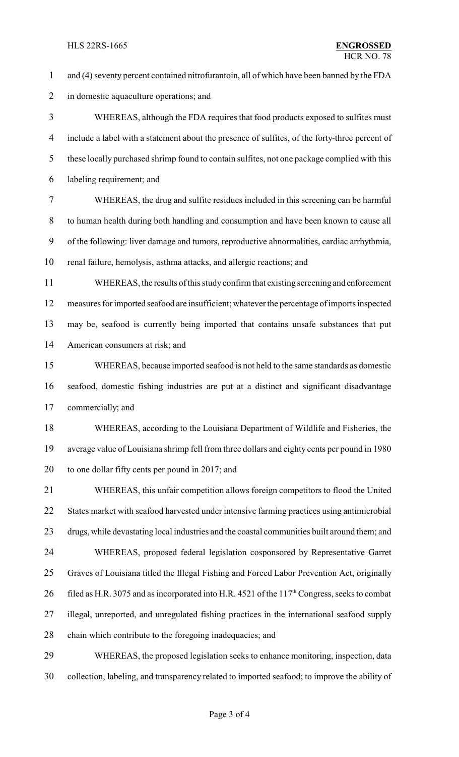and (4) seventy percent contained nitrofurantoin, all of which have been banned by the FDA in domestic aquaculture operations; and

WHEREAS, although the FDA requires that food products exposed to sulfites must include a label with a statement about the presence of sulfites, of the forty-three percent of these locally purchased shrimp found to contain sulfites, not one package complied with this labeling requirement; and

WHEREAS, the drug and sulfite residues included in this screening can be harmful to human health during both handling and consumption and have been known to cause all of the following: liver damage and tumors, reproductive abnormalities, cardiac arrhythmia, renal failure, hemolysis, asthma attacks, and allergic reactions; and

WHEREAS, the results of this study confirm that existing screening and enforcement measures for imported seafood are insufficient; whatever the percentage of imports inspected may be, seafood is currently being imported that contains unsafe substances that put American consumers at risk; and

WHEREAS, because imported seafood is not held to the same standards as domestic seafood, domestic fishing industries are put at a distinct and significant disadvantage commercially; and

WHEREAS, according to the Louisiana Department of Wildlife and Fisheries, the average value of Louisiana shrimp fell from three dollars and eighty cents per pound in 1980 to one dollar fifty cents per pound in 2017; and

WHEREAS, this unfair competition allows foreign competitors to flood the United States market with seafood harvested under intensive farming practices using antimicrobial drugs, while devastating local industries and the coastal communities built around them; and

WHEREAS, proposed federal legislation cosponsored by Representative Garret Graves of Louisiana titled the Illegal Fishing and Forced Labor Prevention Act, originally filed as H.R. 3075 and as incorporated into H.R. 4521 of the 117th Congress, seeks to combat illegal, unreported, and unregulated fishing practices in the international seafood supply chain which contribute to the foregoing inadequacies; and

WHEREAS, the proposed legislation seeks to enhance monitoring, inspection, data collection, labeling, and transparency related to imported seafood; to improve the ability of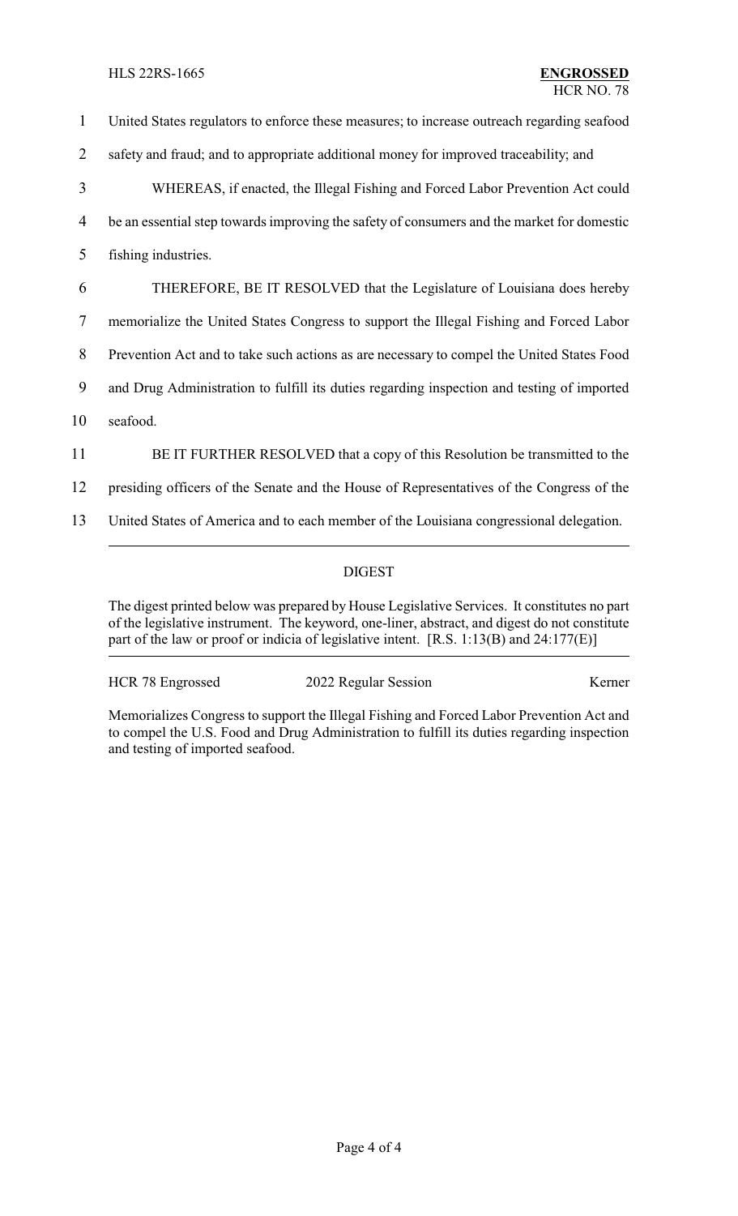United States regulators to enforce these measures; to increase outreach regarding seafood safety and fraud; and to appropriate additional money for improved traceability; and

WHEREAS, if enacted, the Illegal Fishing and Forced Labor Prevention Act could be an essential step towards improving the safety of consumers and the market for domestic fishing industries.

THEREFORE, BE IT RESOLVED that the Legislature of Louisiana does hereby memorialize the United States Congress to support the Illegal Fishing and Forced Labor Prevention Act and to take such actions as are necessary to compel the United States Food and Drug Administration to fulfill its duties regarding inspection and testing of imported seafood.

BE IT FURTHER RESOLVED that a copy of this Resolution be transmitted to the presiding officers of the Senate and the House of Representatives of the Congress of the United States of America and to each member of the Louisiana congressional delegation.

---

## DIGEST

The digest printed below was prepared by House Legislative Services. It constitutes no part of the legislative instrument. The keyword, one-liner, abstract, and digest do not constitute part of the law or proof or indicia of legislative intent. [R.S. 1:13(B) and 24:177(E)]

---

HCR 78 Engrossed — 2022 Regular Session — Kerner

Memorializes Congress to support the Illegal Fishing and Forced Labor Prevention Act and to compel the U.S. Food and Drug Administration to fulfill its duties regarding inspection and testing of imported seafood.